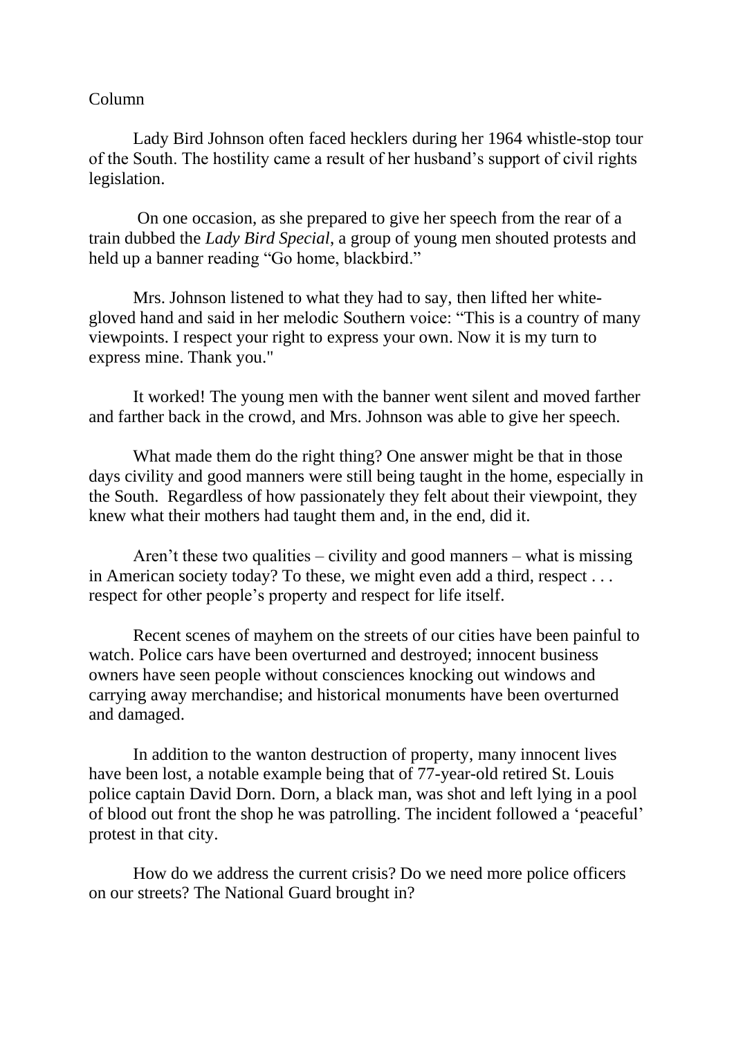Column

Lady Bird Johnson often faced hecklers during her 1964 whistle-stop tour of the South. The hostility came a result of her husband's support of civil rights legislation.

On one occasion, as she prepared to give her speech from the rear of a train dubbed the *Lady Bird Special*, a group of young men shouted protests and held up a banner reading "Go home, blackbird."

Mrs. Johnson listened to what they had to say, then lifted her white-gloved hand and said in her melodic Southern voice: "This is a country of many viewpoints. I respect your right to express your own. Now it is my turn to express mine. Thank you."

It worked! The young men with the banner went silent and moved farther and farther back in the crowd, and Mrs. Johnson was able to give her speech.

What made them do the right thing? One answer might be that in those days civility and good manners were still being taught in the home, especially in the South. Regardless of how passionately they felt about their viewpoint, they knew what their mothers had taught them and, in the end, did it.

Aren't these two qualities – civility and good manners – what is missing in American society today? To these, we might even add a third, respect . . . respect for other people's property and respect for life itself.

Recent scenes of mayhem on the streets of our cities have been painful to watch. Police cars have been overturned and destroyed; innocent business owners have seen people without consciences knocking out windows and carrying away merchandise; and historical monuments have been overturned and damaged.

In addition to the wanton destruction of property, many innocent lives have been lost, a notable example being that of 77-year-old retired St. Louis police captain David Dorn. Dorn, a black man, was shot and left lying in a pool of blood out front the shop he was patrolling. The incident followed a 'peaceful' protest in that city.

How do we address the current crisis? Do we need more police officers on our streets? The National Guard brought in?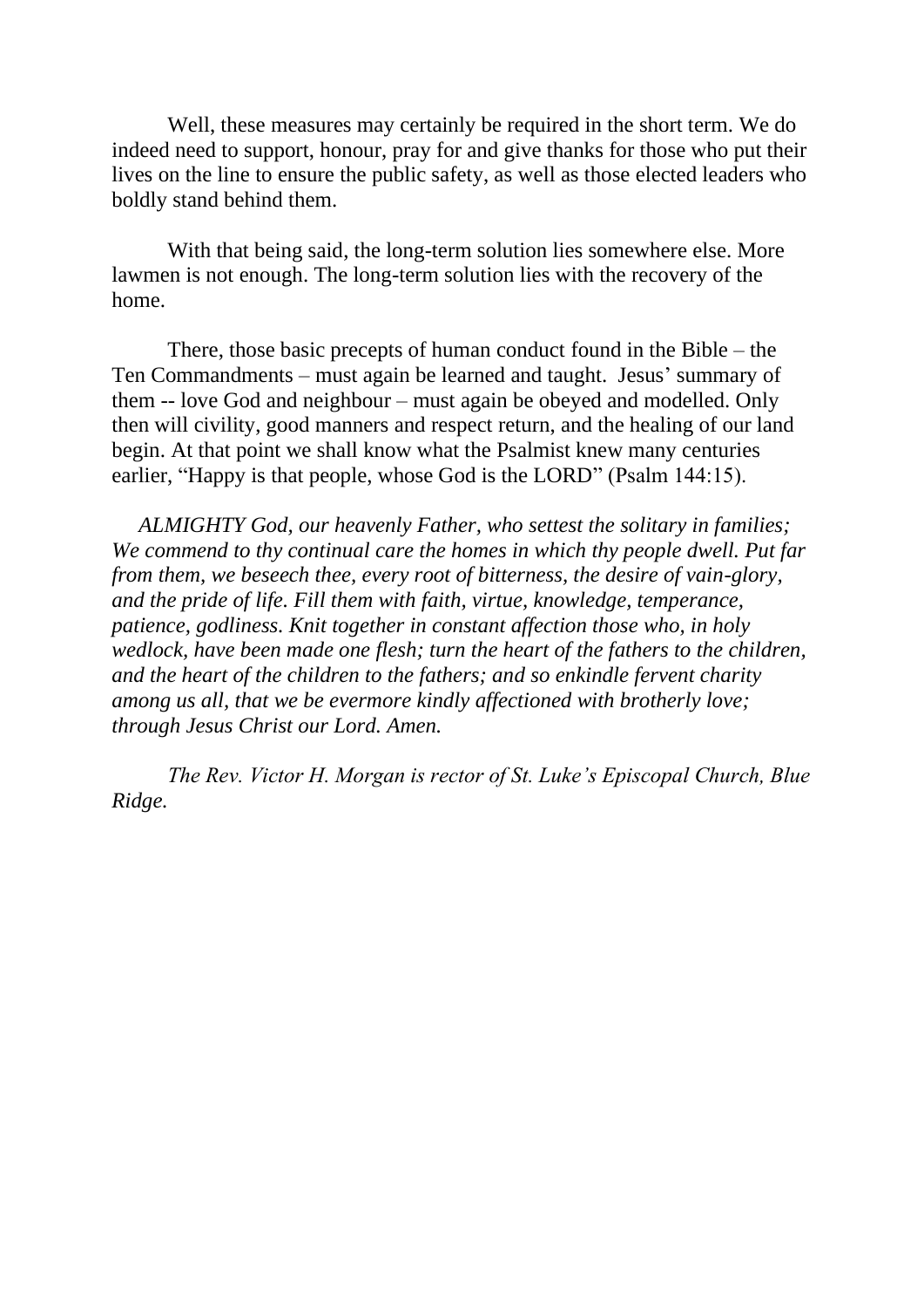Well, these measures may certainly be required in the short term. We do indeed need to support, honour, pray for and give thanks for those who put their lives on the line to ensure the public safety, as well as those elected leaders who boldly stand behind them.

With that being said, the long-term solution lies somewhere else. More lawmen is not enough. The long-term solution lies with the recovery of the home.

There, those basic precepts of human conduct found in the Bible – the Ten Commandments – must again be learned and taught. Jesus' summary of them -- love God and neighbour – must again be obeyed and modelled. Only then will civility, good manners and respect return, and the healing of our land begin. At that point we shall know what the Psalmist knew many centuries earlier, "Happy is that people, whose God is the LORD" (Psalm 144:15).

*ALMIGHTY God, our heavenly Father, who settest the solitary in families; We commend to thy continual care the homes in which thy people dwell. Put far from them, we beseech thee, every root of bitterness, the desire of vain-glory, and the pride of life. Fill them with faith, virtue, knowledge, temperance, patience, godliness. Knit together in constant affection those who, in holy wedlock, have been made one flesh; turn the heart of the fathers to the children, and the heart of the children to the fathers; and so enkindle fervent charity among us all, that we be evermore kindly affectioned with brotherly love; through Jesus Christ our Lord. Amen.*

*The Rev. Victor H. Morgan is rector of St. Luke's Episcopal Church, Blue Ridge.*